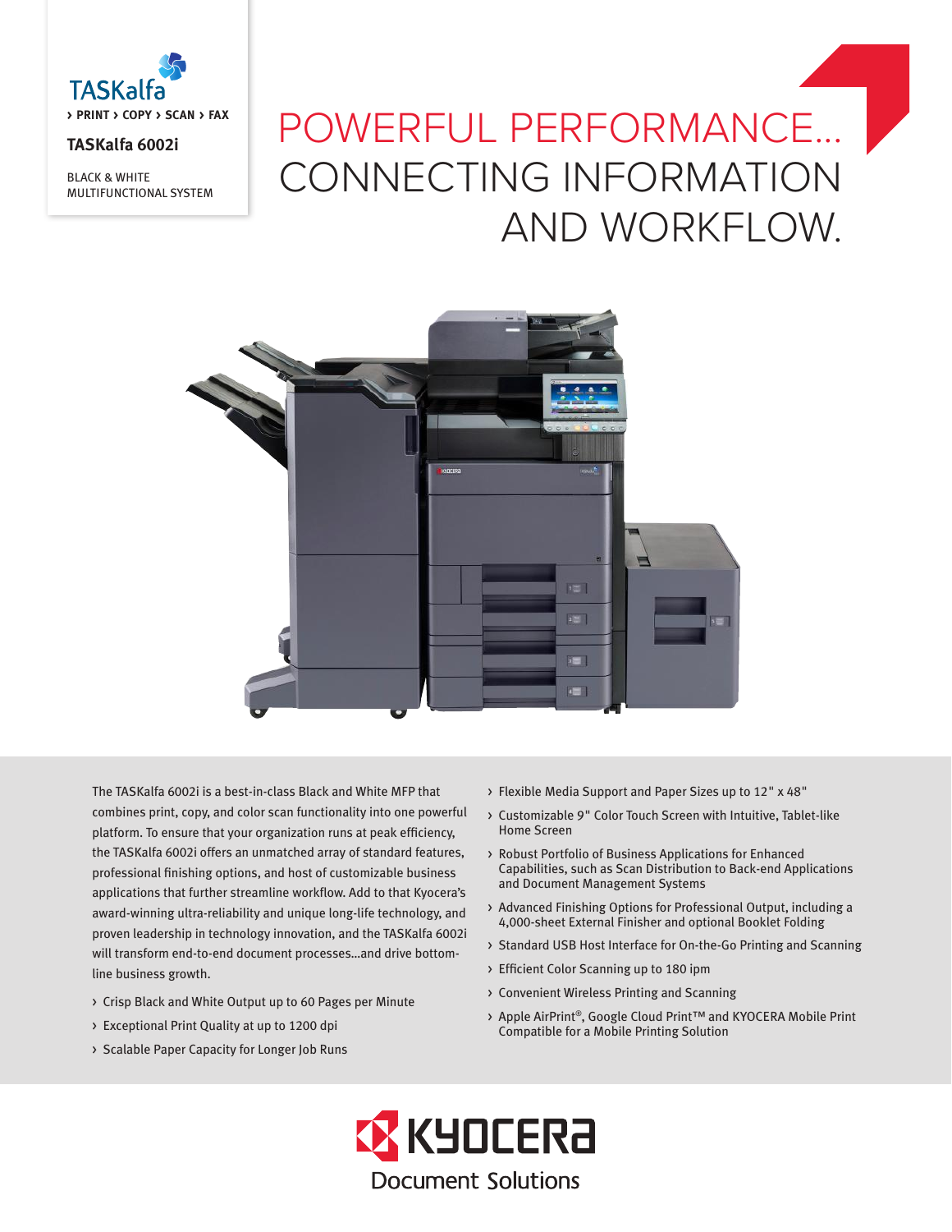TASKalfa

› PRINT › COPY › SCAN › FAX

**TASKalfa 6002i**

BLACK & WHITE MULTIFUNCTIONAL SYSTEM

# POWERFUL PERFORMANCE... CONNECTING INFORMATION AND WORKFLOW.

The TASKalfa 6002i is a best-in-class Black and White MFP that combines print, copy, and color scan functionality into one powerful platform. To ensure that your organization runs at peak efficiency, the TASKalfa 6002i offers an unmatched array of standard features, professional finishing options, and host of customizable business applications that further streamline workflow. Add to that Kyocera's award-winning ultra-reliability and unique long-life technology, and proven leadership in technology innovation, and the TASKalfa 6002i will transform end-to-end document processes...and drive bottom-line business growth.

- Crisp Black and White Output up to 60 Pages per Minute
- Exceptional Print Quality at up to 1200 dpi
- Scalable Paper Capacity for Longer Job Runs
- Flexible Media Support and Paper Sizes up to 12" x 48"
- Customizable 9" Color Touch Screen with Intuitive, Tablet-like Home Screen
- Robust Portfolio of Business Applications for Enhanced Capabilities, such as Scan Distribution to Back-end Applications and Document Management Systems
- Advanced Finishing Options for Professional Output, including a 4,000-sheet External Finisher and optional Booklet Folding
- Standard USB Host Interface for On-the-Go Printing and Scanning
- Efficient Color Scanning up to 180 ipm
- Convenient Wireless Printing and Scanning
- Apple AirPrint®, Google Cloud Print™ and KYOCERA Mobile Print Compatible for a Mobile Printing Solution

KYOCERA Document Solutions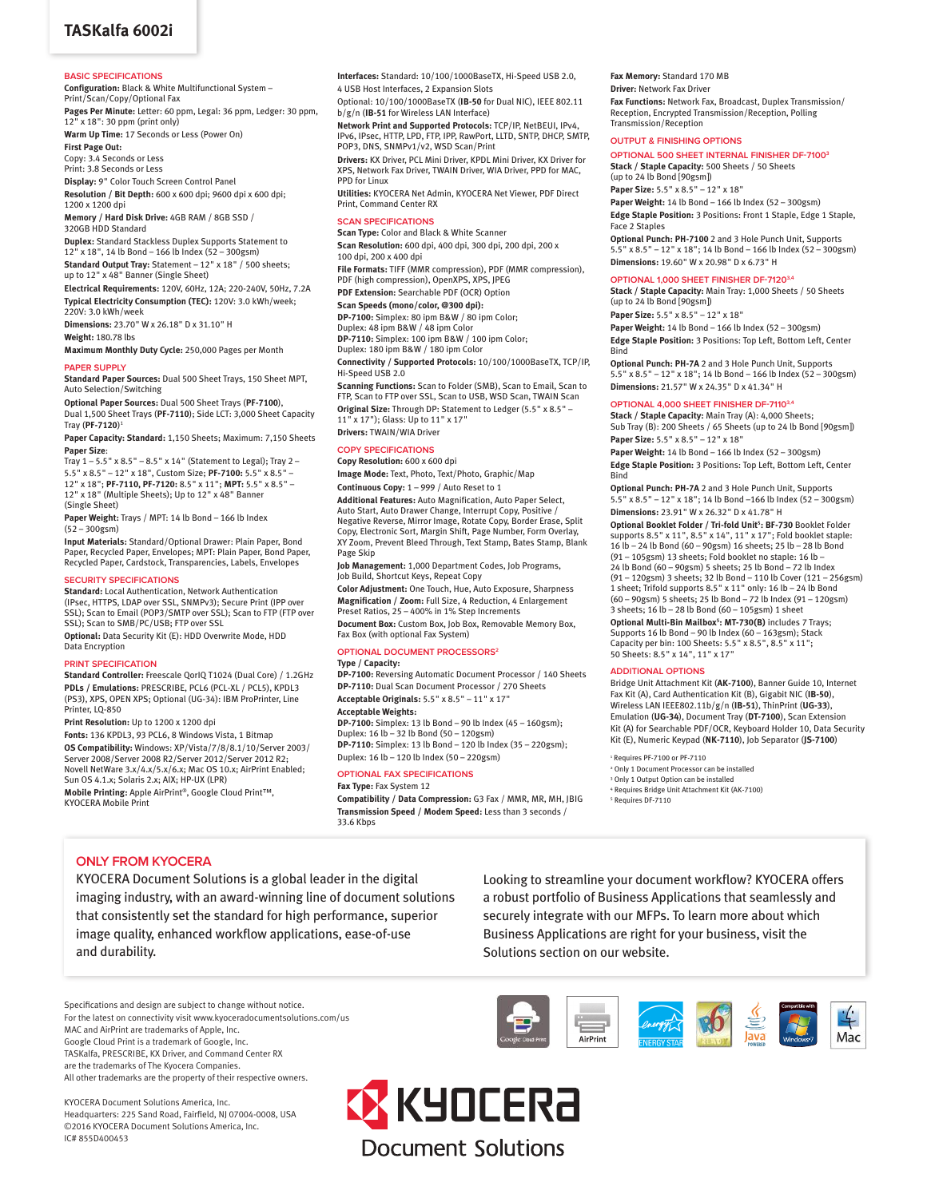# TASKalfa 6002i

## BASIC SPECIFICATIONS

**Configuration:** Black & White Multifunctional System – Print/Scan/Copy/Optional Fax

**Pages Per Minute:** Letter: 60 ppm, Legal: 36 ppm, Ledger: 30 ppm, 12" x 18": 30 ppm (print only)

**Warm Up Time:** 17 Seconds or Less (Power On)

**First Page Out:**
Copy: 3.4 Seconds or Less
Print: 3.8 Seconds or Less

**Display:** 9" Color Touch Screen Control Panel

**Resolution / Bit Depth:** 600 x 600 dpi; 9600 dpi x 600 dpi; 1200 x 1200 dpi

**Memory / Hard Disk Drive:** 4GB RAM / 8GB SSD / 320GB HDD Standard

**Duplex:** Standard Stackless Duplex Supports Statement to 12" x 18", 14 lb Bond – 166 lb Index (52 – 300gsm)

**Standard Output Tray:** Statement – 12" x 18" / 500 sheets; up to 12" x 48" Banner (Single Sheet)

**Electrical Requirements:** 120V, 60Hz, 12A; 220-240V, 50Hz, 7.2A

**Typical Electricity Consumption (TEC):** 120V: 3.0 kWh/week; 220V: 3.0 kWh/week

**Dimensions:** 23.70" W x 26.18" D x 31.10" H

**Weight:** 180.78 lbs

**Maximum Monthly Duty Cycle:** 250,000 Pages per Month

## PAPER SUPPLY

**Standard Paper Sources:** Dual 500 Sheet Trays, 150 Sheet MPT, Auto Selection/Switching

**Optional Paper Sources:** Dual 500 Sheet Trays (**PF-7100**), Dual 1,500 Sheet Trays (**PF-7110**); Side LCT: 3,000 Sheet Capacity Tray (**PF-7120**)[1]

**Paper Capacity: Standard:** 1,150 Sheets; **Maximum:** 7,150 Sheets

**Paper Size:**
Tray 1 – 5.5" x 8.5" – 8.5" x 14" (Statement to Legal); Tray 2 – 5.5" x 8.5" – 12" x 18", Custom Size; **PF-7100:** 5.5" x 8.5" – 12" x 18"; **PF-7110, PF-7120:** 8.5" x 11"; **MPT:** 5.5" x 8.5" – 12" x 18" (Multiple Sheets); Up to 12" x 48" Banner (Single Sheet)

**Paper Weight:** Trays / MPT: 14 lb Bond – 166 lb Index (52 – 300gsm)

**Input Materials:** Standard/Optional Drawer: Plain Paper, Bond Paper, Recycled Paper, Envelopes; MPT: Plain Paper, Bond Paper, Recycled Paper, Cardstock, Transparencies, Labels, Envelopes

## SECURITY SPECIFICATIONS

**Standard:** Local Authentication, Network Authentication (IPsec, HTTPS, LDAP over SSL, SNMPv3); Secure Print (IPP over SSL); Scan to Email (POP3/SMTP over SSL); Scan to FTP (FTP over SSL); Scan to SMB/PC/USB; FTP over SSL

**Optional:** Data Security Kit (E): HDD Overwrite Mode, HDD Data Encryption

## PRINT SPECIFICATION

**Standard Controller:** Freescale QorIQ T1024 (Dual Core) / 1.2GHz

**PDLs / Emulations:** PRESCRIBE, PCL6 (PCL-XL / PCL5), KPDL3 (PS3), XPS, OPEN XPS; Optional (UG-34): IBM ProPrinter, Line Printer, LQ-850

**Print Resolution:** Up to 1200 x 1200 dpi

**Fonts:** 136 KPDL3, 93 PCL6, 8 Windows Vista, 1 Bitmap

**OS Compatibility:** Windows: XP/Vista/7/8/8.1/10/Server 2003/ Server 2008/Server 2008 R2/Server 2012/Server 2012 R2; Novell NetWare 3.x/4.x/5.x/6.x; Mac OS 10.x; AirPrint Enabled; Sun OS 4.1.x; Solaris 2.x; AIX; HP-UX (LPR)

**Mobile Printing:** Apple AirPrint®, Google Cloud Print™, KYOCERA Mobile Print

**Interfaces:** Standard: 10/100/1000BaseTX, Hi-Speed USB 2.0, 4 USB Host Interfaces, 2 Expansion Slots
Optional: 10/100/1000BaseTX (**IB-50** for Dual NIC), IEEE 802.11 b/g/n (**IB-51** for Wireless LAN Interface)

**Network Print and Supported Protocols:** TCP/IP, NetBEUI, IPv4, IPv6, IPsec, HTTP, LPD, FTP, IPP, RawPort, LLTD, SNTP, DHCP, SMTP, POP3, DNS, SNMPv1/v2, WSD Scan/Print

**Drivers:** KX Driver, PCL Mini Driver, KPDL Mini Driver, KX Driver for XPS, Network Fax Driver, TWAIN Driver, WIA Driver, PPD for MAC, PPD for Linux

**Utilities:** KYOCERA Net Admin, KYOCERA Net Viewer, PDF Direct Print, Command Center RX

## SCAN SPECIFICATIONS

**Scan Type:** Color and Black & White Scanner

**Scan Resolution:** 600 dpi, 400 dpi, 300 dpi, 200 dpi, 200 x 100 dpi, 200 x 400 dpi

**File Formats:** TIFF (MMR compression), PDF (MMR compression), PDF (high compression), OpenXPS, XPS, JPEG

**PDF Extension:** Searchable PDF (OCR) Option

**Scan Speeds (mono/color, @300 dpi):**
**DP-7100:** Simplex: 80 ipm B&W / 80 ipm Color; Duplex: 48 ipm B&W / 48 ipm Color
**DP-7110:** Simplex: 100 ipm B&W / 100 ipm Color; Duplex: 180 ipm B&W / 180 ipm Color

**Connectivity / Supported Protocols:** 10/100/1000BaseTX, TCP/IP, Hi-Speed USB 2.0

**Scanning Functions:** Scan to Folder (SMB), Scan to Email, Scan to FTP, Scan to FTP over SSL, Scan to USB, WSD Scan, TWAIN Scan

**Original Size:** Through DP: Statement to Ledger (5.5" x 8.5" – 11" x 17"); Glass: Up to 11" x 17"

**Drivers:** TWAIN/WIA Driver

## COPY SPECIFICATIONS

**Copy Resolution:** 600 x 600 dpi

**Image Mode:** Text, Photo, Text/Photo, Graphic/Map

**Continuous Copy:** 1 – 999 / Auto Reset to 1

**Additional Features:** Auto Magnification, Auto Paper Select, Auto Start, Auto Drawer Change, Interrupt Copy, Positive / Negative Reverse, Mirror Image, Rotate Copy, Border Erase, Split Copy, Electronic Sort, Margin Shift, Page Number, Form Overlay, XY Zoom, Prevent Bleed Through, Text Stamp, Bates Stamp, Blank Page Skip

**Job Management:** 1,000 Department Codes, Job Programs, Job Build, Shortcut Keys, Repeat Copy

**Color Adjustment:** One Touch, Hue, Auto Exposure, Sharpness

**Magnification / Zoom:** Full Size, 4 Reduction, 4 Enlargement Preset Ratios, 25 – 400% in 1% Step Increments

**Document Box:** Custom Box, Job Box, Removable Memory Box, Fax Box (with optional Fax System)

## OPTIONAL DOCUMENT PROCESSORS[2]

**Type / Capacity:**
**DP-7100:** Reversing Automatic Document Processor / 140 Sheets
**DP-7110:** Dual Scan Document Processor / 270 Sheets

**Acceptable Originals:** 5.5" x 8.5" – 11" x 17"

**Acceptable Weights:**
**DP-7100:** Simplex: 13 lb Bond – 90 lb Index (45 – 160gsm); Duplex: 16 lb – 32 lb Bond (50 – 120gsm)
**DP-7110:** Simplex: 13 lb Bond – 120 lb Index (35 – 220gsm); Duplex: 16 lb – 120 lb Index (50 – 220gsm)

## OPTIONAL FAX SPECIFICATIONS

**Fax Type:** Fax System 12

**Compatibility / Data Compression:** G3 Fax / MMR, MR, MH, JBIG

**Transmission Speed / Modem Speed:** Less than 3 seconds / 33.6 Kbps

**Fax Memory:** Standard 170 MB

**Driver:** Network Fax Driver

**Fax Functions:** Network Fax, Broadcast, Duplex Transmission/ Reception, Encrypted Transmission/Reception, Polling Transmission/Reception

## OUTPUT & FINISHING OPTIONS

### OPTIONAL 500 SHEET INTERNAL FINISHER DF-7100[3]

**Stack / Staple Capacity:** 500 Sheets / 50 Sheets (up to 24 lb Bond [90gsm])

**Paper Size:** 5.5" x 8.5" – 12" x 18"

**Paper Weight:** 14 lb Bond – 166 lb Index (52 – 300gsm)

**Edge Staple Position:** 3 Positions: Front 1 Staple, Edge 1 Staple, Face 2 Staples

**Optional Punch: PH-7100** 2 and 3 Hole Punch Unit, Supports 5.5" x 8.5" – 12" x 18"; 14 lb Bond – 166 lb Index (52 – 300gsm)

**Dimensions:** 19.60" W x 20.98" D x 6.73" H

### OPTIONAL 1,000 SHEET FINISHER DF-7120[3,4]

**Stack / Staple Capacity:** Main Tray: 1,000 Sheets / 50 Sheets (up to 24 lb Bond [90gsm])

**Paper Size:** 5.5" x 8.5" – 12" x 18"

**Paper Weight:** 14 lb Bond – 166 lb Index (52 – 300gsm)

**Edge Staple Position:** 3 Positions: Top Left, Bottom Left, Center Bind

**Optional Punch: PH-7A** 2 and 3 Hole Punch Unit, Supports 5.5" x 8.5" – 12" x 18"; 14 lb Bond – 166 lb Index (52 – 300gsm)

**Dimensions:** 21.57" W x 24.35" D x 41.34" H

### OPTIONAL 4,000 SHEET FINISHER DF-7110[3,4]

**Stack / Staple Capacity:** Main Tray (A): 4,000 Sheets; Sub Tray (B): 200 Sheets / 65 Sheets (up to 24 lb Bond [90gsm])

**Paper Size:** 5.5" x 8.5" – 12" x 18"

**Paper Weight:** 14 lb Bond – 166 lb Index (52 – 300gsm)

**Edge Staple Position:** 3 Positions: Top Left, Bottom Left, Center Bind

**Optional Punch: PH-7A** 2 and 3 Hole Punch Unit, Supports 5.5" x 8.5" – 12" x 18"; 14 lb Bond –166 lb Index (52 – 300gsm)

**Dimensions:** 23.91" W x 26.32" D x 41.78" H

**Optional Booklet Folder / Tri-fold Unit[5]: BF-730** Booklet Folder supports 8.5" x 11", 8.5" x 14", 11" x 17"; Fold booklet staple: 16 lb – 24 lb Bond (60 – 90gsm) 16 sheets; 25 lb – 28 lb Bond (91 – 105gsm) 13 sheets; Fold booklet no staple: 16 lb – 24 lb Bond (60 – 90gsm) 5 sheets; 25 lb Bond – 72 lb Index (91 – 120gsm) 3 sheets; 32 lb Bond – 110 lb Cover (121 – 256gsm) 1 sheet; Trifold supports 8.5" x 11" only: 16 lb – 24 lb Bond (60 – 90gsm) 5 sheets; 25 lb Bond – 72 lb Index (91 – 120gsm) 3 sheets; 16 lb – 28 lb Bond (60 – 105gsm) 1 sheet

**Optional Multi-Bin Mailbox[5]: MT-730(B)** includes 7 Trays; Supports 16 lb Bond – 90 lb Index (60 – 163gsm); Stack Capacity per bin: 100 Sheets: 5.5" x 8.5", 8.5" x 11"; 50 Sheets: 8.5" x 14", 11" x 17"

## ADDITIONAL OPTIONS

Bridge Unit Attachment Kit (**AK-7100**), Banner Guide 10, Internet Fax Kit (A), Card Authentication Kit (B), Gigabit NIC (**IB-50**), Wireless LAN IEEE802.11b/g/n (**IB-51**), ThinPrint (**UG-33**), Emulation (**UG-34**), Document Tray (**DT-7100**), Scan Extension Kit (A) for Searchable PDF/OCR, Keyboard Holder 10, Data Security Kit (E), Numeric Keypad (**NK-7110**), Job Separator (**JS-7100**)

[1] Requires PF-7100 or PF-7110
[2] Only 1 Document Processor can be installed
[3] Only 1 Output Option can be installed
[4] Requires Bridge Unit Attachment Kit (AK-7100)
[5] Requires DF-7110

## ONLY FROM KYOCERA

KYOCERA Document Solutions is a global leader in the digital imaging industry, with an award-winning line of document solutions that consistently set the standard for high performance, superior image quality, enhanced workflow applications, ease-of-use and durability.

Looking to streamline your document workflow? KYOCERA offers a robust portfolio of Business Applications that seamlessly and securely integrate with our MFPs. To learn more about which Business Applications are right for your business, visit the Solutions section on our website.

Specifications and design are subject to change without notice.
For the latest on connectivity visit www.kyoceradocumentsolutions.com/us
MAC and AirPrint are trademarks of Apple, Inc.
Google Cloud Print is a trademark of Google, Inc.
TASKalfa, PRESCRIBE, KX Driver, and Command Center RX are the trademarks of The Kyocera Companies.
All other trademarks are the property of their respective owners.

KYOCERA Document Solutions America, Inc.
Headquarters: 225 Sand Road, Fairfield, NJ 07004-0008, USA
©2016 KYOCERA Document Solutions America, Inc.
IC# 855D400453

KYOCERA Document Solutions